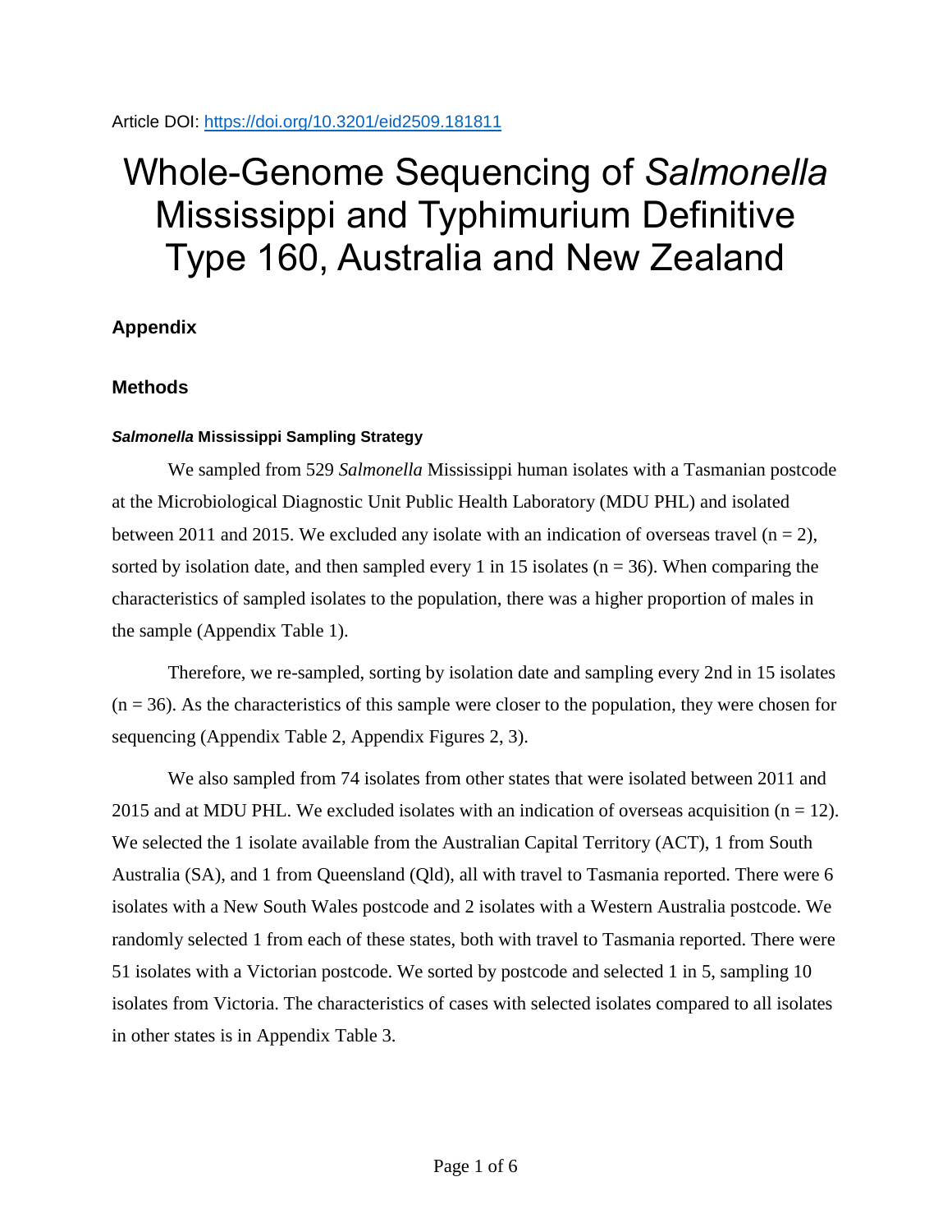Article DOI: https://doi.org/10.3201/eid2509.181811

# Whole-Genome Sequencing of *Salmonella* Mississippi and Typhimurium Definitive Type 160, Australia and New Zealand

## Appendix

## Methods

### *Salmonella* Mississippi Sampling Strategy

We sampled from 529 *Salmonella* Mississippi human isolates with a Tasmanian postcode at the Microbiological Diagnostic Unit Public Health Laboratory (MDU PHL) and isolated between 2011 and 2015. We excluded any isolate with an indication of overseas travel (n = 2), sorted by isolation date, and then sampled every 1 in 15 isolates (n = 36). When comparing the characteristics of sampled isolates to the population, there was a higher proportion of males in the sample (Appendix Table 1).

Therefore, we re-sampled, sorting by isolation date and sampling every 2nd in 15 isolates (n = 36). As the characteristics of this sample were closer to the population, they were chosen for sequencing (Appendix Table 2, Appendix Figures 2, 3).

We also sampled from 74 isolates from other states that were isolated between 2011 and 2015 and at MDU PHL. We excluded isolates with an indication of overseas acquisition (n = 12). We selected the 1 isolate available from the Australian Capital Territory (ACT), 1 from South Australia (SA), and 1 from Queensland (Qld), all with travel to Tasmania reported. There were 6 isolates with a New South Wales postcode and 2 isolates with a Western Australia postcode. We randomly selected 1 from each of these states, both with travel to Tasmania reported. There were 51 isolates with a Victorian postcode. We sorted by postcode and selected 1 in 5, sampling 10 isolates from Victoria. The characteristics of cases with selected isolates compared to all isolates in other states is in Appendix Table 3.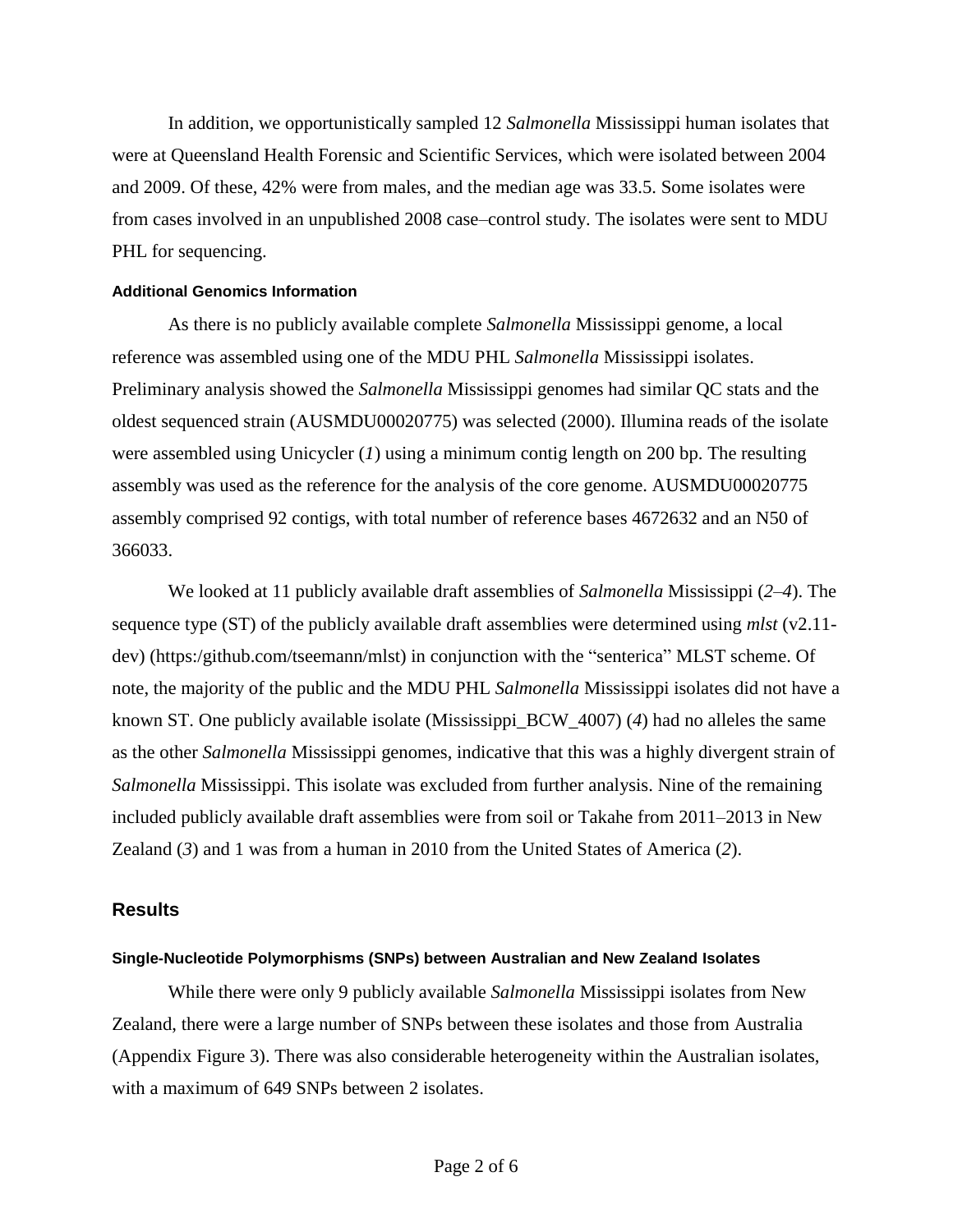In addition, we opportunistically sampled 12 *Salmonella* Mississippi human isolates that were at Queensland Health Forensic and Scientific Services, which were isolated between 2004 and 2009. Of these, 42% were from males, and the median age was 33.5. Some isolates were from cases involved in an unpublished 2008 case–control study. The isolates were sent to MDU PHL for sequencing.

#### Additional Genomics Information

As there is no publicly available complete *Salmonella* Mississippi genome, a local reference was assembled using one of the MDU PHL *Salmonella* Mississippi isolates. Preliminary analysis showed the *Salmonella* Mississippi genomes had similar QC stats and the oldest sequenced strain (AUSMDU00020775) was selected (2000). Illumina reads of the isolate were assembled using Unicycler (*1*) using a minimum contig length on 200 bp. The resulting assembly was used as the reference for the analysis of the core genome. AUSMDU00020775 assembly comprised 92 contigs, with total number of reference bases 4672632 and an N50 of 366033.

We looked at 11 publicly available draft assemblies of *Salmonella* Mississippi (*2*–*4*). The sequence type (ST) of the publicly available draft assemblies were determined using *mlst* (v2.11-dev) (https:/github.com/tseemann/mlst) in conjunction with the "senterica" MLST scheme. Of note, the majority of the public and the MDU PHL *Salmonella* Mississippi isolates did not have a known ST. One publicly available isolate (Mississippi_BCW_4007) (*4*) had no alleles the same as the other *Salmonella* Mississippi genomes, indicative that this was a highly divergent strain of *Salmonella* Mississippi. This isolate was excluded from further analysis. Nine of the remaining included publicly available draft assemblies were from soil or Takahe from 2011–2013 in New Zealand (*3*) and 1 was from a human in 2010 from the United States of America (*2*).

## Results

#### Single-Nucleotide Polymorphisms (SNPs) between Australian and New Zealand Isolates

While there were only 9 publicly available *Salmonella* Mississippi isolates from New Zealand, there were a large number of SNPs between these isolates and those from Australia (Appendix Figure 3). There was also considerable heterogeneity within the Australian isolates, with a maximum of 649 SNPs between 2 isolates.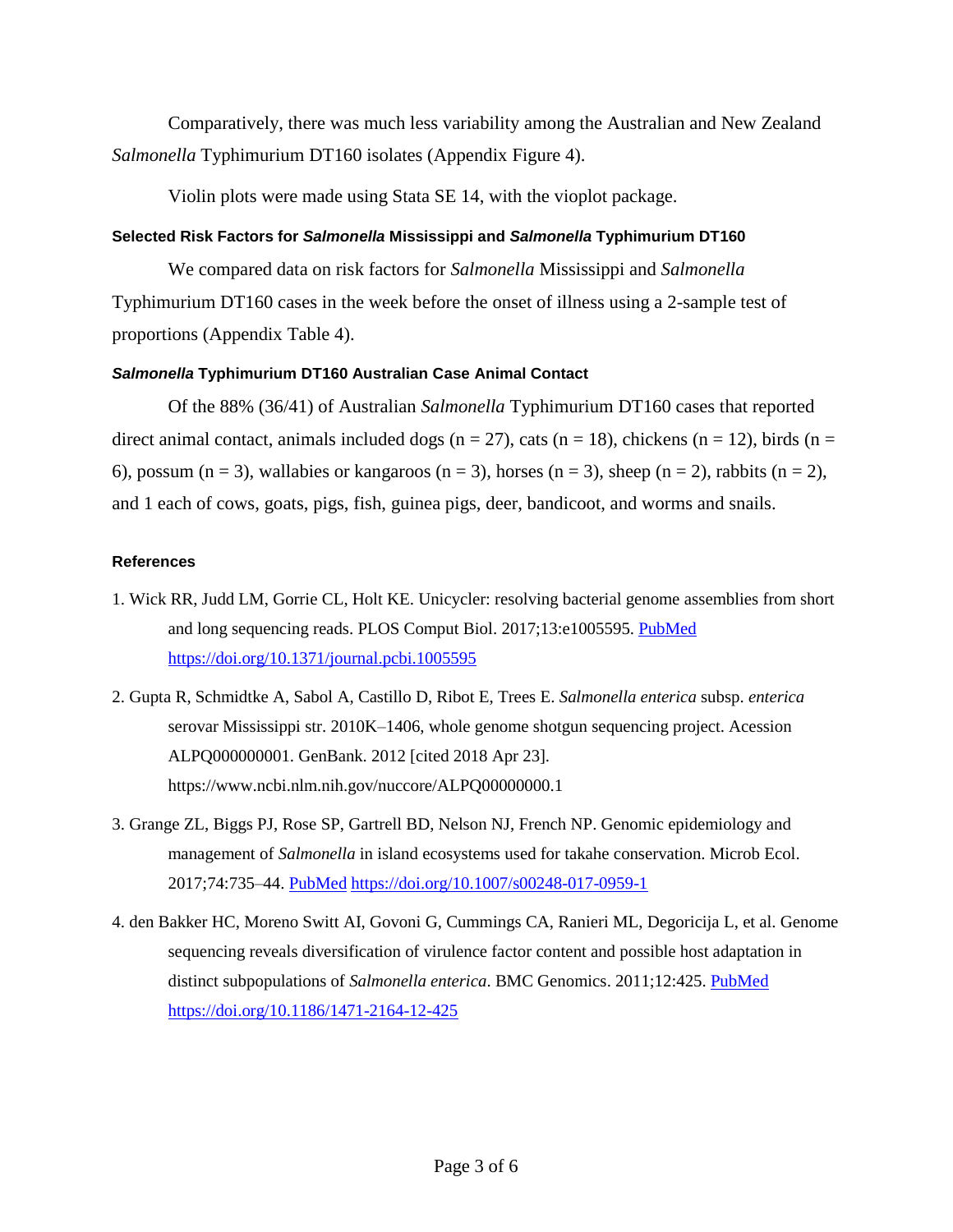Comparatively, there was much less variability among the Australian and New Zealand *Salmonella* Typhimurium DT160 isolates (Appendix Figure 4).

Violin plots were made using Stata SE 14, with the vioplot package.

### Selected Risk Factors for *Salmonella* Mississippi and *Salmonella* Typhimurium DT160

We compared data on risk factors for *Salmonella* Mississippi and *Salmonella* Typhimurium DT160 cases in the week before the onset of illness using a 2-sample test of proportions (Appendix Table 4).

### *Salmonella* Typhimurium DT160 Australian Case Animal Contact

Of the 88% (36/41) of Australian *Salmonella* Typhimurium DT160 cases that reported direct animal contact, animals included dogs (n = 27), cats (n = 18), chickens (n = 12), birds (n = 6), possum (n = 3), wallabies or kangaroos (n = 3), horses (n = 3), sheep (n = 2), rabbits (n = 2), and 1 each of cows, goats, pigs, fish, guinea pigs, deer, bandicoot, and worms and snails.

### References

1. Wick RR, Judd LM, Gorrie CL, Holt KE. Unicycler: resolving bacterial genome assemblies from short and long sequencing reads. PLOS Comput Biol. 2017;13:e1005595. PubMed https://doi.org/10.1371/journal.pcbi.1005595
2. Gupta R, Schmidtke A, Sabol A, Castillo D, Ribot E, Trees E. *Salmonella enterica* subsp. *enterica* serovar Mississippi str. 2010K–1406, whole genome shotgun sequencing project. Acession ALPQ000000001. GenBank. 2012 [cited 2018 Apr 23]. https://www.ncbi.nlm.nih.gov/nuccore/ALPQ00000000.1
3. Grange ZL, Biggs PJ, Rose SP, Gartrell BD, Nelson NJ, French NP. Genomic epidemiology and management of *Salmonella* in island ecosystems used for takahe conservation. Microb Ecol. 2017;74:735–44. PubMed https://doi.org/10.1007/s00248-017-0959-1
4. den Bakker HC, Moreno Switt AI, Govoni G, Cummings CA, Ranieri ML, Degoricija L, et al. Genome sequencing reveals diversification of virulence factor content and possible host adaptation in distinct subpopulations of *Salmonella enterica*. BMC Genomics. 2011;12:425. PubMed https://doi.org/10.1186/1471-2164-12-425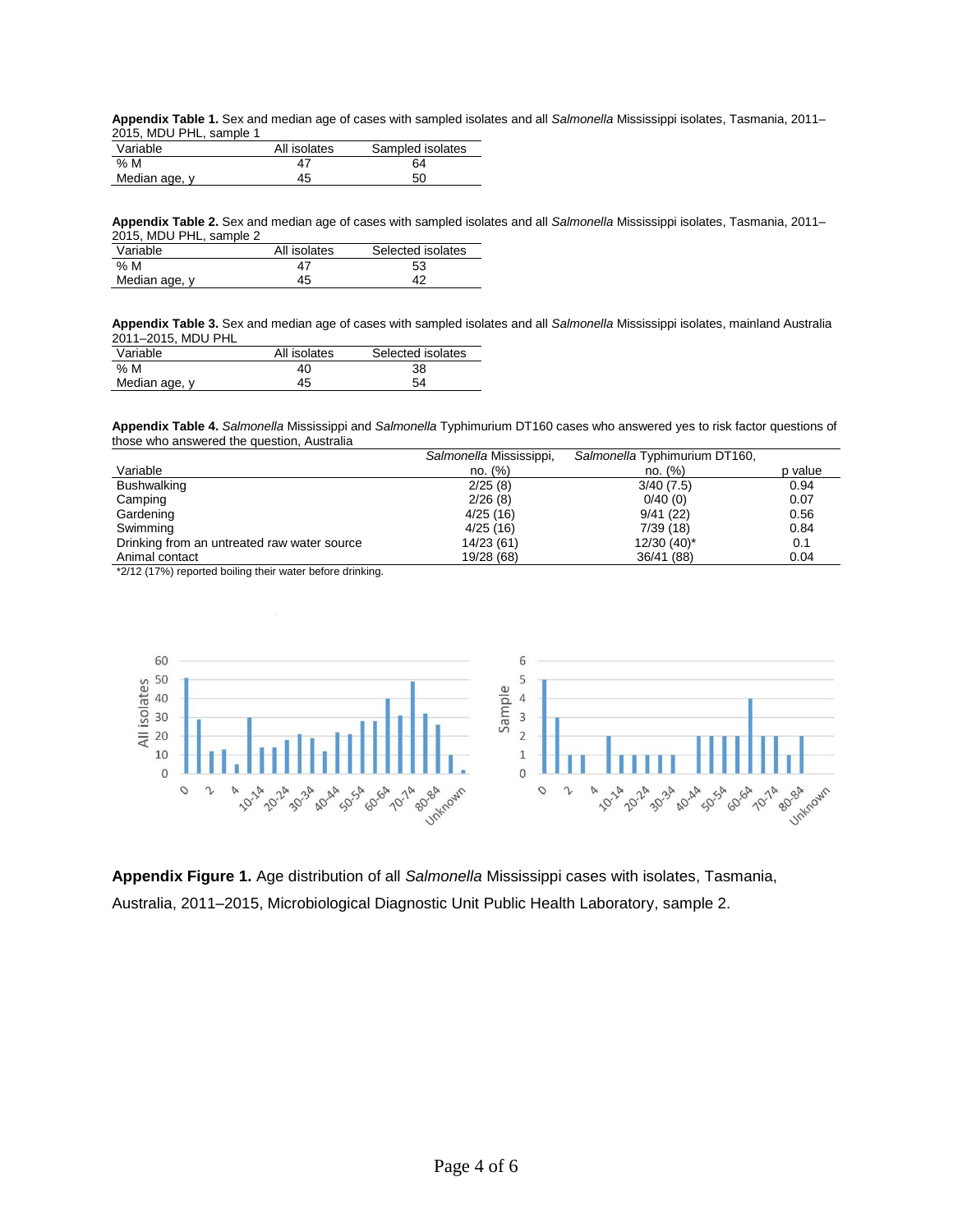**Appendix Table 1.** Sex and median age of cases with sampled isolates and all *Salmonella* Mississippi isolates, Tasmania, 2011–2015, MDU PHL, sample 1

| Variable | All isolates | Sampled isolates |
|---|---|---|
| % M | 47 | 64 |
| Median age, y | 45 | 50 |

**Appendix Table 2.** Sex and median age of cases with sampled isolates and all *Salmonella* Mississippi isolates, Tasmania, 2011–2015, MDU PHL, sample 2

| Variable | All isolates | Selected isolates |
|---|---|---|
| % M | 47 | 53 |
| Median age, y | 45 | 42 |

**Appendix Table 3.** Sex and median age of cases with sampled isolates and all *Salmonella* Mississippi isolates, mainland Australia 2011–2015, MDU PHL

| Variable | All isolates | Selected isolates |
|---|---|---|
| % M | 40 | 38 |
| Median age, y | 45 | 54 |

**Appendix Table 4.** *Salmonella* Mississippi and *Salmonella* Typhimurium DT160 cases who answered yes to risk factor questions of those who answered the question, Australia

| Variable | *Salmonella* Mississippi, no. (%) | *Salmonella* Typhimurium DT160, no. (%) | p value |
|---|---|---|---|
| Bushwalking | 2/25 (8) | 3/40 (7.5) | 0.94 |
| Camping | 2/26 (8) | 0/40 (0) | 0.07 |
| Gardening | 4/25 (16) | 9/41 (22) | 0.56 |
| Swimming | 4/25 (16) | 7/39 (18) | 0.84 |
| Drinking from an untreated raw water source | 14/23 (61) | 12/30 (40)* | 0.1 |
| Animal contact | 19/28 (68) | 36/41 (88) | 0.04 |

*2/12 (17%) reported boiling their water before drinking.

**Appendix Figure 1.** Age distribution of all *Salmonella* Mississippi cases with isolates, Tasmania, Australia, 2011–2015, Microbiological Diagnostic Unit Public Health Laboratory, sample 2.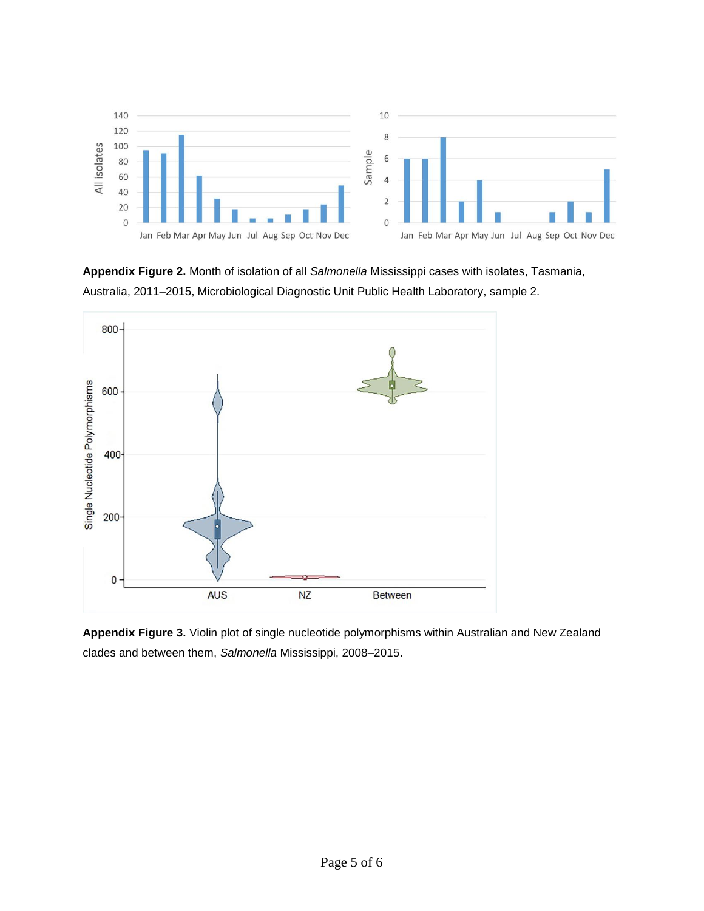**Appendix Figure 2.** Month of isolation of all *Salmonella* Mississippi cases with isolates, Tasmania, Australia, 2011–2015, Microbiological Diagnostic Unit Public Health Laboratory, sample 2.

**Appendix Figure 3.** Violin plot of single nucleotide polymorphisms within Australian and New Zealand clades and between them, *Salmonella* Mississippi, 2008–2015.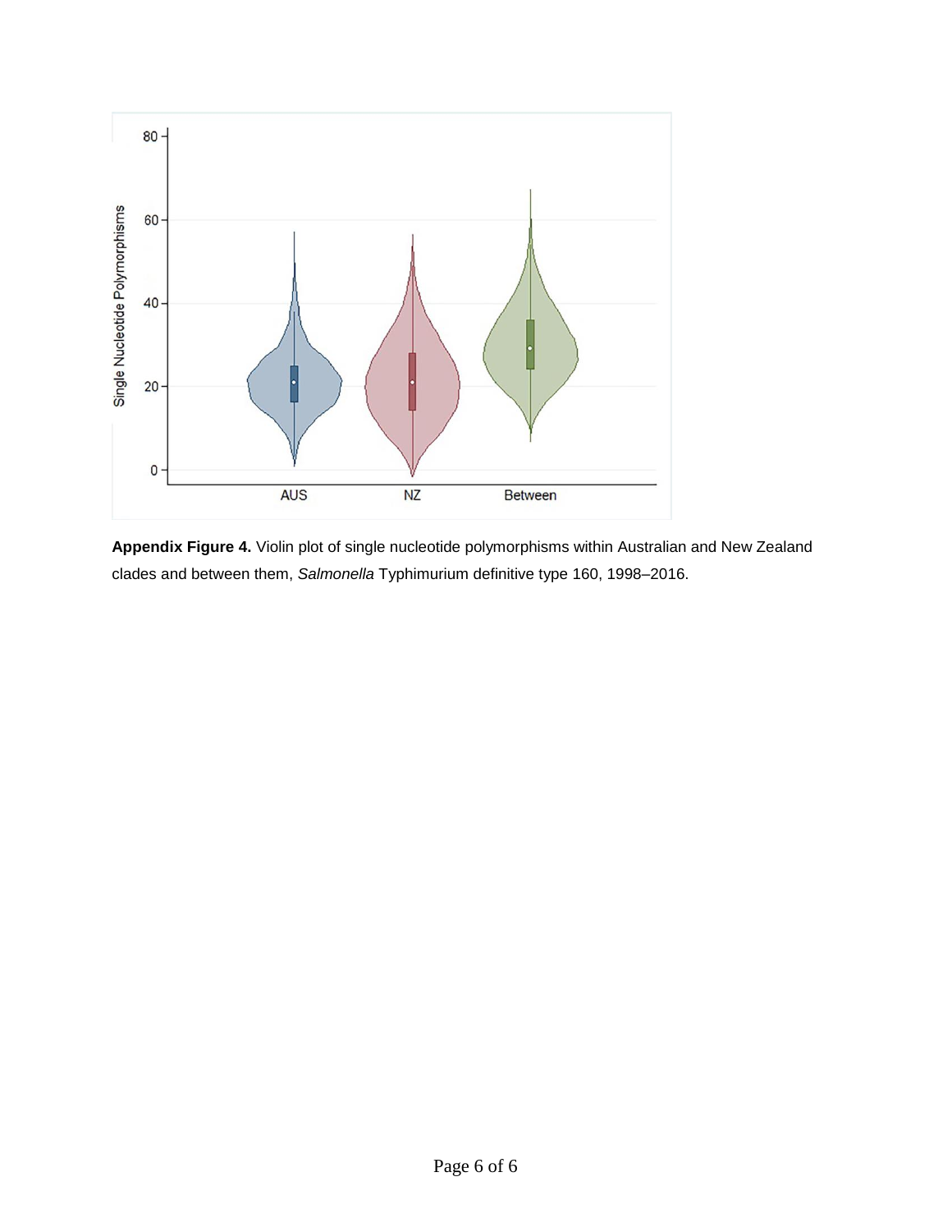Single Nucleotide Polymorphisms

80
60
40
20
0

AUS
NZ
Between

**Appendix Figure 4.** Violin plot of single nucleotide polymorphisms within Australian and New Zealand clades and between them, *Salmonella* Typhimurium definitive type 160, 1998–2016.